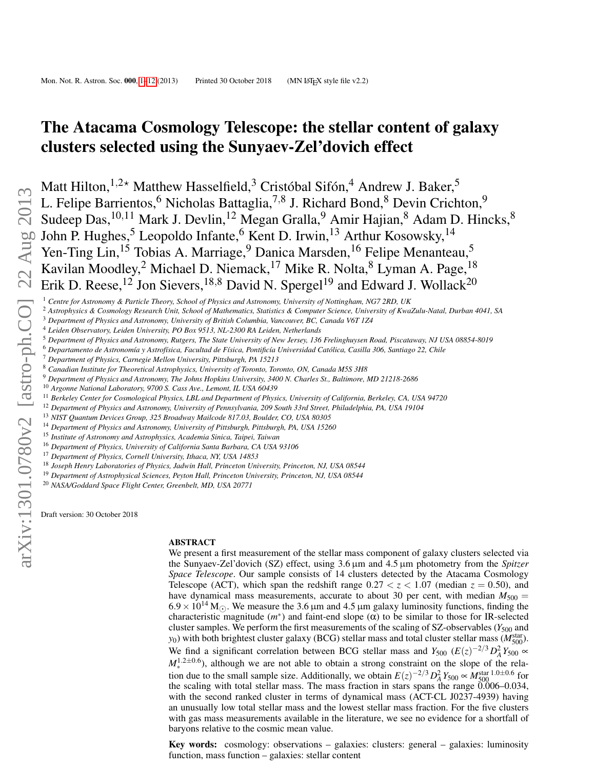# The Atacama Cosmology Telescope: the stellar content of galaxy clusters selected using the Sunyaev-Zel'dovich effect

Matt Hilton,[1,2⋆] Matthew Hasselfield,[3] Cristóbal Sifón,[4] Andrew J. Baker,[5] L. Felipe Barrientos,[6] Nicholas Battaglia,[7,8] J. Richard Bond,[8] Devin Crichton,[9] Sudeep Das,[10,11] Mark J. Devlin,[12] Megan Gralla,[9] Amir Hajian,[8] Adam D. Hincks,[8] John P. Hughes,[5] Leopoldo Infante,[6] Kent D. Irwin,[13] Arthur Kosowsky,[14] Yen-Ting Lin,[15] Tobias A. Marriage,[9] Danica Marsden,[16] Felipe Menanteau,[5] Kavilan Moodley,[2] Michael D. Niemack,[17] Mike R. Nolta,[8] Lyman A. Page,[18] Erik D. Reese,[12] Jon Sievers,[18,8] David N. Spergel[19] and Edward J. Wollack[20]

[1] *Centre for Astronomy & Particle Theory, School of Physics and Astronomy, University of Nottingham, NG7 2RD, UK*
[2] *Astrophysics & Cosmology Research Unit, School of Mathematics, Statistics & Computer Science, University of KwaZulu-Natal, Durban 4041, SA*
[3] *Department of Physics and Astronomy, University of British Columbia, Vancouver, BC, Canada V6T 1Z4*
[4] *Leiden Observatory, Leiden University, PO Box 9513, NL-2300 RA Leiden, Netherlands*
[5] *Department of Physics and Astronomy, Rutgers, The State University of New Jersey, 136 Frelinghuysen Road, Piscataway, NJ USA 08854-8019*
[6] *Departamento de Astronomía y Astrofísica, Facultad de Física, Pontificía Universidad Católica, Casilla 306, Santiago 22, Chile*
[7] *Department of Physics, Carnegie Mellon University, Pittsburgh, PA 15213*
[8] *Canadian Institute for Theoretical Astrophysics, University of Toronto, Toronto, ON, Canada M5S 3H8*
[9] *Department of Physics and Astronomy, The Johns Hopkins University, 3400 N. Charles St., Baltimore, MD 21218-2686*
[10] *Argonne National Laboratory, 9700 S. Cass Ave., Lemont, IL USA 60439*
[11] *Berkeley Center for Cosmological Physics, LBL and Department of Physics, University of California, Berkeley, CA, USA 94720*
[12] *Department of Physics and Astronomy, University of Pennsylvania, 209 South 33rd Street, Philadelphia, PA, USA 19104*
[13] *NIST Quantum Devices Group, 325 Broadway Mailcode 817.03, Boulder, CO, USA 80305*
[14] *Department of Physics and Astronomy, University of Pittsburgh, Pittsburgh, PA, USA 15260*
[15] *Institute of Astronomy and Astrophysics, Academia Sinica, Taipei, Taiwan*
[16] *Department of Physics, University of California Santa Barbara, CA USA 93106*
[17] *Department of Physics, Cornell University, Ithaca, NY, USA 14853*
[18] *Joseph Henry Laboratories of Physics, Jadwin Hall, Princeton University, Princeton, NJ, USA 08544*
[19] *Department of Astrophysical Sciences, Peyton Hall, Princeton University, Princeton, NJ USA 08544*
[20] *NASA/Goddard Space Flight Center, Greenbelt, MD, USA 20771*

Draft version: 30 October 2018

## ABSTRACT

We present a first measurement of the stellar mass component of galaxy clusters selected via the Sunyaev-Zel'dovich (SZ) effect, using 3.6 µm and 4.5 µm photometry from the *Spitzer Space Telescope*. Our sample consists of 14 clusters detected by the Atacama Cosmology Telescope (ACT), which span the redshift range $0.27 < z < 1.07$ (median $z = 0.50$), and have dynamical mass measurements, accurate to about 30 per cent, with median $M_{500} = 6.9 \times 10^{14}\,\mathrm{M}_{\odot}$. We measure the 3.6 µm and 4.5 µm galaxy luminosity functions, finding the characteristic magnitude ($m^{*}$) and faint-end slope ($\alpha$) to be similar to those for IR-selected cluster samples. We perform the first measurements of the scaling of SZ-observables ($Y_{500}$ and $y_0$) with both brightest cluster galaxy (BCG) stellar mass and total cluster stellar mass ($M_{500}^{\rm star}$). We find a significant correlation between BCG stellar mass and $Y_{500}$ ($E(z)^{-2/3} D_A^2 Y_{500} \propto M_{*}^{1.2 \pm 0.6}$), although we are not able to obtain a strong constraint on the slope of the relation due to the small sample size. Additionally, we obtain $E(z)^{-2/3} D_A^2 Y_{500} \propto M_{500}^{\rm star\ 1.0 \pm 0.6}$ for the scaling with total stellar mass. The mass fraction in stars spans the range 0.006–0.034, with the second ranked cluster in terms of dynamical mass (ACT-CL J0237-4939) having an unusually low total stellar mass and the lowest stellar mass fraction. For the five clusters with gas mass measurements available in the literature, we see no evidence for a shortfall of baryons relative to the cosmic mean value.

**Key words:** cosmology: observations – galaxies: clusters: general – galaxies: luminosity function, mass function – galaxies: stellar content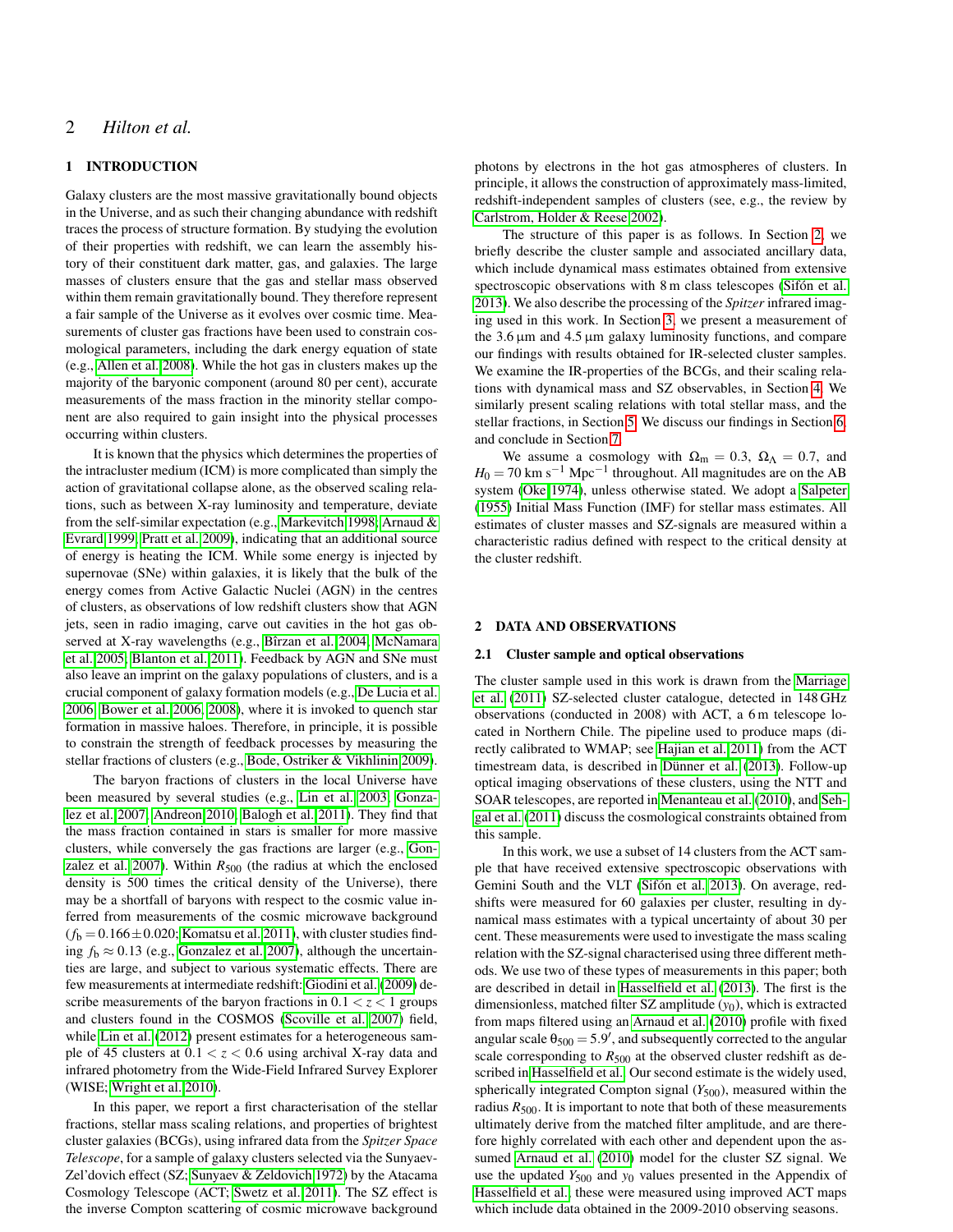## 1 INTRODUCTION

Galaxy clusters are the most massive gravitationally bound objects in the Universe, and as such their changing abundance with redshift traces the process of structure formation. By studying the evolution of their properties with redshift, we can learn the assembly history of their constituent dark matter, gas, and galaxies. The large masses of clusters ensure that the gas and stellar mass observed within them remain gravitationally bound. They therefore represent a fair sample of the Universe as it evolves over cosmic time. Measurements of cluster gas fractions have been used to constrain cosmological parameters, including the dark energy equation of state (e.g., Allen et al. 2008). While the hot gas in clusters makes up the majority of the baryonic component (around 80 per cent), accurate measurements of the mass fraction in the minority stellar component are also required to gain insight into the physical processes occurring within clusters.

It is known that the physics which determines the properties of the intracluster medium (ICM) is more complicated than simply the action of gravitational collapse alone, as the observed scaling relations, such as between X-ray luminosity and temperature, deviate from the self-similar expectation (e.g., Markevitch 1998; Arnaud & Evrard 1999; Pratt et al. 2009), indicating that an additional source of energy is heating the ICM. While some energy is injected by supernovae (SNe) within galaxies, it is likely that the bulk of the energy comes from Active Galactic Nuclei (AGN) in the centres of clusters, as observations of low redshift clusters show that AGN jets, seen in radio imaging, carve out cavities in the hot gas observed at X-ray wavelengths (e.g., Bîrzan et al. 2004; McNamara et al. 2005; Blanton et al. 2011). Feedback by AGN and SNe must also leave an imprint on the galaxy populations of clusters, and is a crucial component of galaxy formation models (e.g., De Lucia et al. 2006; Bower et al. 2006, 2008), where it is invoked to quench star formation in massive haloes. Therefore, in principle, it is possible to constrain the strength of feedback processes by measuring the stellar fractions of clusters (e.g., Bode, Ostriker & Vikhlinin 2009).

The baryon fractions of clusters in the local Universe have been measured by several studies (e.g., Lin et al. 2003; Gonzalez et al. 2007; Andreon 2010; Balogh et al. 2011). They find that the mass fraction contained in stars is smaller for more massive clusters, while conversely the gas fractions are larger (e.g., Gonzalez et al. 2007). Within $R_{500}$ (the radius at which the enclosed density is 500 times the critical density of the Universe), there may be a shortfall of baryons with respect to the cosmic value inferred from measurements of the cosmic microwave background ($f_{\rm b} = 0.166 \pm 0.020$; Komatsu et al. 2011), with cluster studies finding $f_{\rm b} \approx 0.13$ (e.g., Gonzalez et al. 2007), although the uncertainties are large, and subject to various systematic effects. There are few measurements at intermediate redshift: Giodini et al. (2009) describe measurements of the baryon fractions in $0.1 < z < 1$ groups and clusters found in the COSMOS (Scoville et al. 2007) field, while Lin et al. (2012) present estimates for a heterogeneous sample of 45 clusters at $0.1 < z < 0.6$ using archival X-ray data and infrared photometry from the Wide-Field Infrared Survey Explorer (WISE; Wright et al. 2010).

In this paper, we report a first characterisation of the stellar fractions, stellar mass scaling relations, and properties of brightest cluster galaxies (BCGs), using infrared data from the *Spitzer Space Telescope*, for a sample of galaxy clusters selected via the Sunyaev-Zel'dovich effect (SZ; Sunyaev & Zeldovich 1972) by the Atacama Cosmology Telescope (ACT; Swetz et al. 2011). The SZ effect is the inverse Compton scattering of cosmic microwave background photons by electrons in the hot gas atmospheres of clusters. In principle, it allows the construction of approximately mass-limited, redshift-independent samples of clusters (see, e.g., the review by Carlstrom, Holder & Reese 2002).

The structure of this paper is as follows. In Section 2, we briefly describe the cluster sample and associated ancillary data, which include dynamical mass estimates obtained from extensive spectroscopic observations with 8 m class telescopes (Sifón et al. 2013). We also describe the processing of the *Spitzer* infrared imaging used in this work. In Section 3, we present a measurement of the 3.6 μm and 4.5 μm galaxy luminosity functions, and compare our findings with results obtained for IR-selected cluster samples. We examine the IR-properties of the BCGs, and their scaling relations with dynamical mass and SZ observables, in Section 4. We similarly present scaling relations with total stellar mass, and the stellar fractions, in Section 5. We discuss our findings in Section 6, and conclude in Section 7.

We assume a cosmology with $\Omega_{\rm m} = 0.3$, $\Omega_\Lambda = 0.7$, and $H_0 = 70$ km s$^{-1}$ Mpc$^{-1}$ throughout. All magnitudes are on the AB system (Oke 1974), unless otherwise stated. We adopt a Salpeter (1955) Initial Mass Function (IMF) for stellar mass estimates. All estimates of cluster masses and SZ-signals are measured within a characteristic radius defined with respect to the critical density at the cluster redshift.

## 2 DATA AND OBSERVATIONS

### 2.1 Cluster sample and optical observations

The cluster sample used in this work is drawn from the Marriage et al. (2011) SZ-selected cluster catalogue, detected in 148 GHz observations (conducted in 2008) with ACT, a 6 m telescope located in Northern Chile. The pipeline used to produce maps (directly calibrated to WMAP; see Hajian et al. 2011) from the ACT timestream data, is described in Dünner et al. (2013). Follow-up optical imaging observations of these clusters, using the NTT and SOAR telescopes, are reported in Menanteau et al. (2010), and Sehgal et al. (2011) discuss the cosmological constraints obtained from this sample.

In this work, we use a subset of 14 clusters from the ACT sample that have received extensive spectroscopic observations with Gemini South and the VLT (Sifón et al. 2013). On average, redshifts were measured for 60 galaxies per cluster, resulting in dynamical mass estimates with a typical uncertainty of about 30 per cent. These measurements were used to investigate the mass scaling relation with the SZ-signal characterised using three different methods. We use two of these types of measurements in this paper; both are described in detail in Hasselfield et al. (2013). The first is the dimensionless, matched filter SZ amplitude ($y_0$), which is extracted from maps filtered using an Arnaud et al. (2010) profile with fixed angular scale $\theta_{500} = 5.9'$, and subsequently corrected to the angular scale corresponding to $R_{500}$ at the observed cluster redshift as described in Hasselfield et al. Our second estimate is the widely used, spherically integrated Compton signal ($Y_{500}$), measured within the radius $R_{500}$. It is important to note that both of these measurements ultimately derive from the matched filter amplitude, and are therefore highly correlated with each other and dependent upon the assumed Arnaud et al. (2010) model for the cluster SZ signal. We use the updated $Y_{500}$ and $y_0$ values presented in the Appendix of Hasselfield et al.; these were measured using improved ACT maps which include data obtained in the 2009-2010 observing seasons.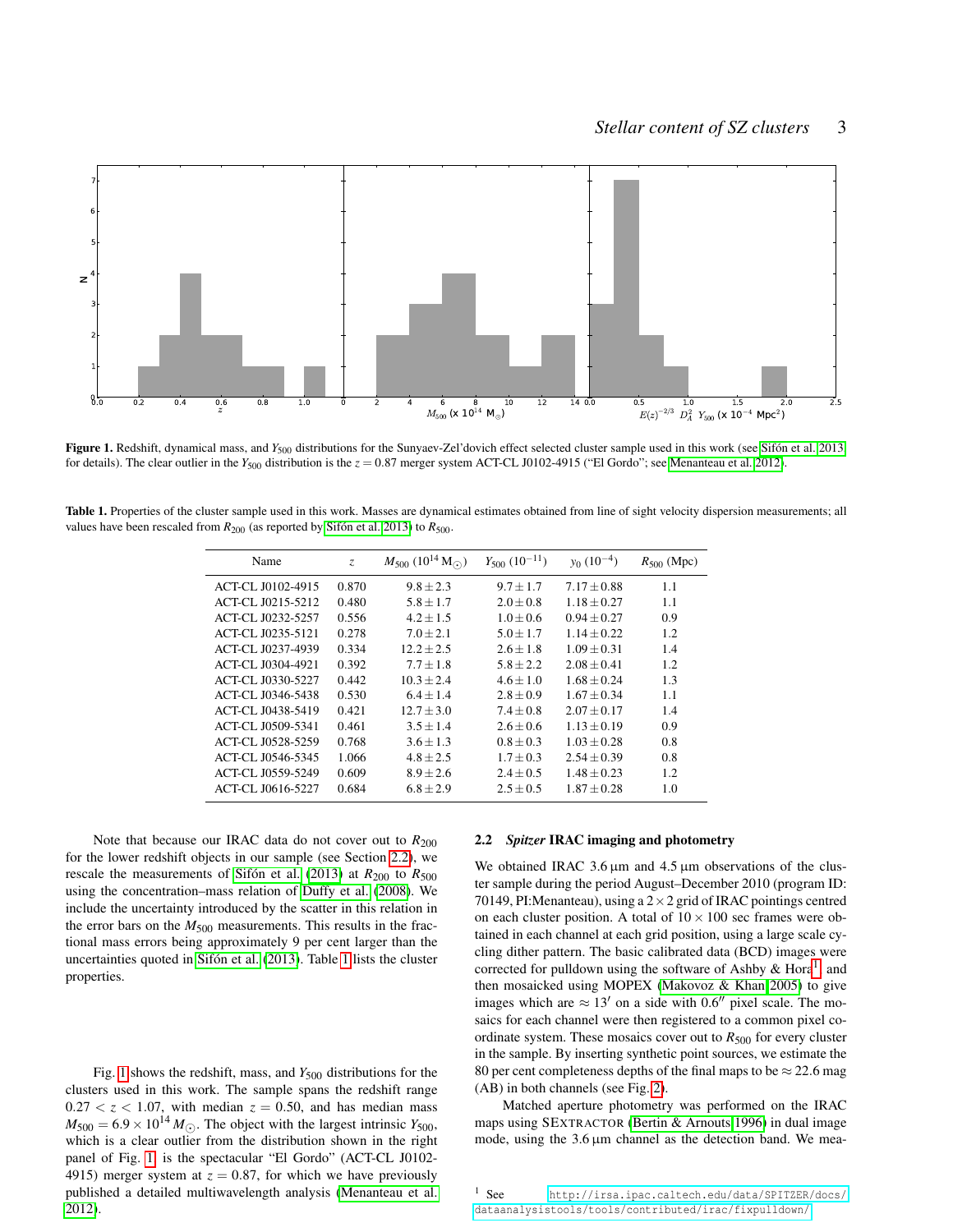**Figure 1.** Redshift, dynamical mass, and $Y_{500}$ distributions for the Sunyaev-Zel'dovich effect selected cluster sample used in this work (see Sifón et al. 2013 for details). The clear outlier in the $Y_{500}$ distribution is the $z = 0.87$ merger system ACT-CL J0102-4915 ("El Gordo"; see Menanteau et al. 2012).

**Table 1.** Properties of the cluster sample used in this work. Masses are dynamical estimates obtained from line of sight velocity dispersion measurements; all values have been rescaled from $R_{200}$ (as reported by Sifón et al. 2013) to $R_{500}$.

| Name | $z$ | $M_{500}$ ($10^{14}$ M$_\odot$) | $Y_{500}$ ($10^{-11}$) | $y_0$ ($10^{-4}$) | $R_{500}$ (Mpc) |
|---|---|---|---|---|---|
| ACT-CL J0102-4915 | 0.870 | $9.8 \pm 2.3$ | $9.7 \pm 1.7$ | $7.17 \pm 0.88$ | 1.1 |
| ACT-CL J0215-5212 | 0.480 | $5.8 \pm 1.7$ | $2.0 \pm 0.8$ | $1.18 \pm 0.27$ | 1.1 |
| ACT-CL J0232-5257 | 0.556 | $4.2 \pm 1.5$ | $1.0 \pm 0.6$ | $0.94 \pm 0.27$ | 0.9 |
| ACT-CL J0235-5121 | 0.278 | $7.0 \pm 2.1$ | $5.0 \pm 1.7$ | $1.14 \pm 0.22$ | 1.2 |
| ACT-CL J0237-4939 | 0.334 | $12.2 \pm 2.5$ | $2.6 \pm 1.8$ | $1.09 \pm 0.31$ | 1.4 |
| ACT-CL J0304-4921 | 0.392 | $7.7 \pm 1.8$ | $5.8 \pm 2.2$ | $2.08 \pm 0.41$ | 1.2 |
| ACT-CL J0330-5227 | 0.442 | $10.3 \pm 2.4$ | $4.6 \pm 1.0$ | $1.68 \pm 0.24$ | 1.3 |
| ACT-CL J0346-5438 | 0.530 | $6.4 \pm 1.4$ | $2.8 \pm 0.9$ | $1.67 \pm 0.34$ | 1.1 |
| ACT-CL J0438-5419 | 0.421 | $12.7 \pm 3.0$ | $7.4 \pm 0.8$ | $2.07 \pm 0.17$ | 1.4 |
| ACT-CL J0509-5341 | 0.461 | $3.5 \pm 1.4$ | $2.6 \pm 0.6$ | $1.13 \pm 0.19$ | 0.9 |
| ACT-CL J0528-5259 | 0.768 | $3.6 \pm 1.3$ | $0.8 \pm 0.3$ | $1.03 \pm 0.28$ | 0.8 |
| ACT-CL J0546-5345 | 1.066 | $4.8 \pm 2.5$ | $1.7 \pm 0.3$ | $2.54 \pm 0.39$ | 0.8 |
| ACT-CL J0559-5249 | 0.609 | $8.9 \pm 2.6$ | $2.4 \pm 0.5$ | $1.48 \pm 0.23$ | 1.2 |
| ACT-CL J0616-5227 | 0.684 | $6.8 \pm 2.9$ | $2.5 \pm 0.5$ | $1.87 \pm 0.28$ | 1.0 |

Note that because our IRAC data do not cover out to $R_{200}$ for the lower redshift objects in our sample (see Section 2.2), we rescale the measurements of Sifón et al. (2013) at $R_{200}$ to $R_{500}$ using the concentration–mass relation of Duffy et al. (2008). We include the uncertainty introduced by the scatter in this relation in the error bars on the $M_{500}$ measurements. This results in the fractional mass errors being approximately 9 per cent larger than the uncertainties quoted in Sifón et al. (2013). Table 1 lists the cluster properties.

Fig. 1 shows the redshift, mass, and $Y_{500}$ distributions for the clusters used in this work. The sample spans the redshift range $0.27 < z < 1.07$, with median $z = 0.50$, and has median mass $M_{500} = 6.9 \times 10^{14} M_\odot$. The object with the largest intrinsic $Y_{500}$, which is a clear outlier from the distribution shown in the right panel of Fig. 1, is the spectacular "El Gordo" (ACT-CL J0102-4915) merger system at $z = 0.87$, for which we have previously published a detailed multiwavelength analysis (Menanteau et al. 2012).

## 2.2 *Spitzer* IRAC imaging and photometry

We obtained IRAC 3.6 μm and 4.5 μm observations of the cluster sample during the period August–December 2010 (program ID: 70149, PI:Menanteau), using a $2 \times 2$ grid of IRAC pointings centred on each cluster position. A total of $10 \times 100$ sec frames were obtained in each channel at each grid position, using a large scale cycling dither pattern. The basic calibrated data (BCD) images were corrected for pulldown using the software of Ashby & Hora[1] and then mosaicked using MOPEX (Makovoz & Khan 2005) to give images which are $\approx 13'$ on a side with $0.6''$ pixel scale. The mosaics for each channel were then registered to a common pixel coordinate system. These mosaics cover out to $R_{500}$ for every cluster in the sample. By inserting synthetic point sources, we estimate the 80 per cent completeness depths of the final maps to be $\approx 22.6$ mag (AB) in both channels (see Fig. 2).

Matched aperture photometry was performed on the IRAC maps using SExtractor (Bertin & Arnouts 1996) in dual image mode, using the 3.6 μm channel as the detection band. We mea-

[1] See http://irsa.ipac.caltech.edu/data/SPITZER/docs/dataanalysistools/tools/contributed/irac/fixpulldown/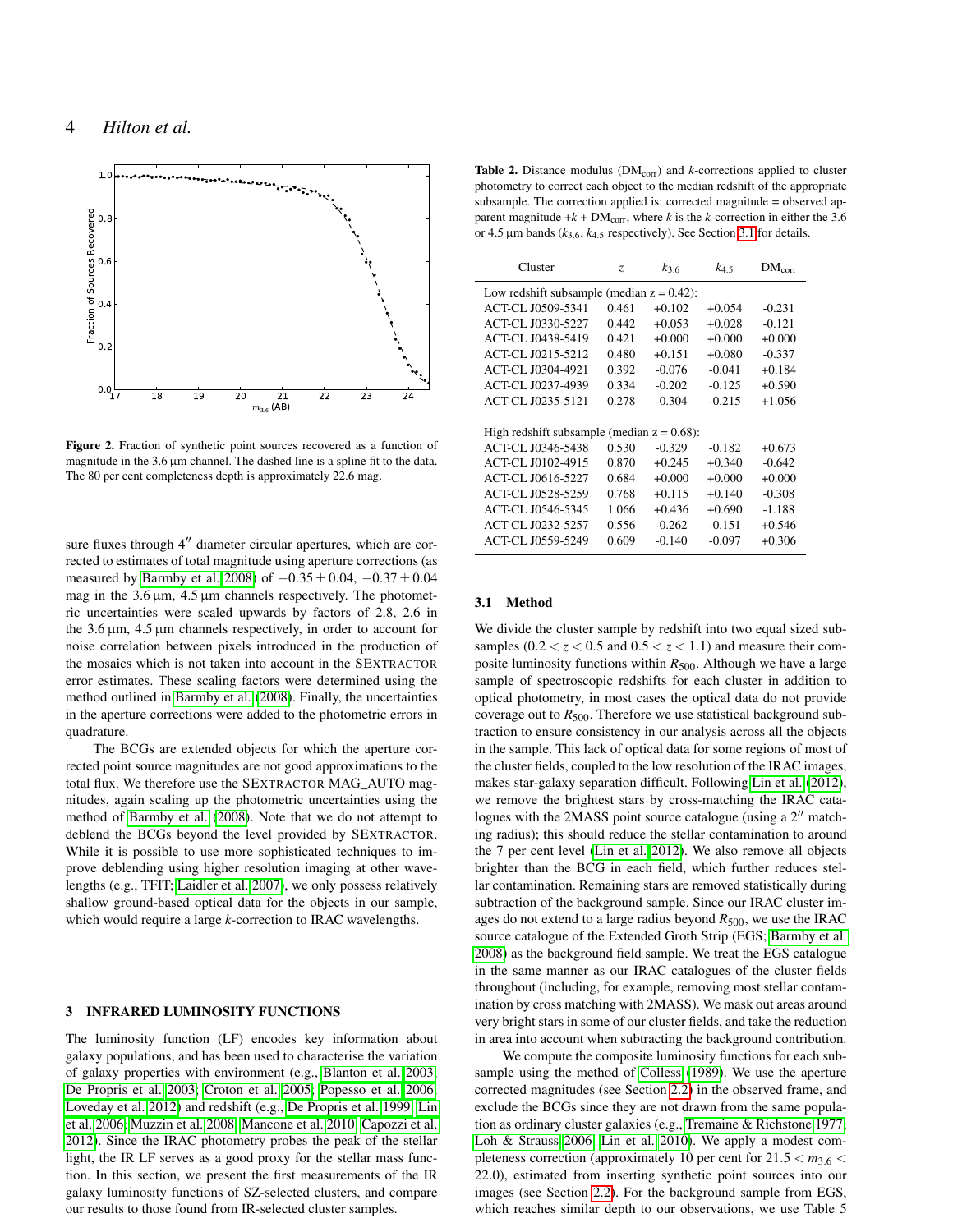**Figure 2.** Fraction of synthetic point sources recovered as a function of magnitude in the 3.6 µm channel. The dashed line is a spline fit to the data. The 80 per cent completeness depth is approximately 22.6 mag.

sure fluxes through 4″ diameter circular apertures, which are corrected to estimates of total magnitude using aperture corrections (as measured by Barmby et al. 2008) of $-0.35 \pm 0.04$, $-0.37 \pm 0.04$ mag in the 3.6 µm, 4.5 µm channels respectively. The photometric uncertainties were scaled upwards by factors of 2.8, 2.6 in the 3.6 µm, 4.5 µm channels respectively, in order to account for noise correlation between pixels introduced in the production of the mosaics which is not taken into account in the SExtractor error estimates. These scaling factors were determined using the method outlined in Barmby et al. (2008). Finally, the uncertainties in the aperture corrections were added to the photometric errors in quadrature.

The BCGs are extended objects for which the aperture corrected point source magnitudes are not good approximations to the total flux. We therefore use the SExtractor MAG_AUTO magnitudes, again scaling up the photometric uncertainties using the method of Barmby et al. (2008). Note that we do not attempt to deblend the BCGs beyond the level provided by SExtractor. While it is possible to use more sophisticated techniques to improve deblending using higher resolution imaging at other wavelengths (e.g., TFIT; Laidler et al. 2007), we only possess relatively shallow ground-based optical data for the objects in our sample, which would require a large $k$-correction to IRAC wavelengths.

## 3 INFRARED LUMINOSITY FUNCTIONS

The luminosity function (LF) encodes key information about galaxy populations, and has been used to characterise the variation of galaxy properties with environment (e.g., Blanton et al. 2003; De Propris et al. 2003; Croton et al. 2005; Popesso et al. 2006; Loveday et al. 2012) and redshift (e.g., De Propris et al. 1999; Lin et al. 2006; Muzzin et al. 2008; Mancone et al. 2010; Capozzi et al. 2012). Since the IRAC photometry probes the peak of the stellar light, the IR LF serves as a good proxy for the stellar mass function. In this section, we present the first measurements of the IR galaxy luminosity functions of SZ-selected clusters, and compare our results to those found from IR-selected cluster samples.

**Table 2.** Distance modulus ($\mathrm{DM_{corr}}$) and $k$-corrections applied to cluster photometry to correct each object to the median redshift of the appropriate subsample. The correction applied is: corrected magnitude = observed apparent magnitude $+k$ + $\mathrm{DM_{corr}}$, where $k$ is the $k$-correction in either the 3.6 or 4.5 µm bands ($k_{3.6}$, $k_{4.5}$ respectively). See Section 3.1 for details.

| Cluster | $z$ | $k_{3.6}$ | $k_{4.5}$ | $\mathrm{DM_{corr}}$ |
|---|---|---|---|---|
| Low redshift subsample (median z = 0.42): | | | | |
| ACT-CL J0509-5341 | 0.461 | +0.102 | +0.054 | -0.231 |
| ACT-CL J0330-5227 | 0.442 | +0.053 | +0.028 | -0.121 |
| ACT-CL J0438-5419 | 0.421 | +0.000 | +0.000 | +0.000 |
| ACT-CL J0215-5212 | 0.480 | +0.151 | +0.080 | -0.337 |
| ACT-CL J0304-4921 | 0.392 | -0.076 | -0.041 | +0.184 |
| ACT-CL J0237-4939 | 0.334 | -0.202 | -0.125 | +0.590 |
| ACT-CL J0235-5121 | 0.278 | -0.304 | -0.215 | +1.056 |
| High redshift subsample (median z = 0.68): | | | | |
| ACT-CL J0346-5438 | 0.530 | -0.329 | -0.182 | +0.673 |
| ACT-CL J0102-4915 | 0.870 | +0.245 | +0.340 | -0.642 |
| ACT-CL J0616-5227 | 0.684 | +0.000 | +0.000 | +0.000 |
| ACT-CL J0528-5259 | 0.768 | +0.115 | +0.140 | -0.308 |
| ACT-CL J0546-5345 | 1.066 | +0.436 | +0.690 | -1.188 |
| ACT-CL J0232-5257 | 0.556 | -0.262 | -0.151 | +0.546 |
| ACT-CL J0559-5249 | 0.609 | -0.140 | -0.097 | +0.306 |

### 3.1 Method

We divide the cluster sample by redshift into two equal sized subsamples ($0.2 < z < 0.5$ and $0.5 < z < 1.1$) and measure their composite luminosity functions within $R_{500}$. Although we have a large sample of spectroscopic redshifts for each cluster in addition to optical photometry, in most cases the optical data do not provide coverage out to $R_{500}$. Therefore we use statistical background subtraction to ensure consistency in our analysis across all the objects in the sample. This lack of optical data for some regions of most of the cluster fields, coupled to the low resolution of the IRAC images, makes star-galaxy separation difficult. Following Lin et al. (2012), we remove the brightest stars by cross-matching the IRAC catalogues with the 2MASS point source catalogue (using a 2″ matching radius); this should reduce the stellar contamination to around the 7 per cent level (Lin et al. 2012). We also remove all objects brighter than the BCG in each field, which further reduces stellar contamination. Remaining stars are removed statistically during subtraction of the background sample. Since our IRAC cluster images do not extend to a large radius beyond $R_{500}$, we use the IRAC source catalogue of the Extended Groth Strip (EGS; Barmby et al. 2008) as the background field sample. We treat the EGS catalogue in the same manner as our IRAC catalogues of the cluster fields throughout (including, for example, removing most stellar contamination by cross matching with 2MASS). We mask out areas around very bright stars in some of our cluster fields, and take the reduction in area into account when subtracting the background contribution.

We compute the composite luminosity functions for each subsample using the method of Colless (1989). We use the aperture corrected magnitudes (see Section 2.2) in the observed frame, and exclude the BCGs since they are not drawn from the same population as ordinary cluster galaxies (e.g., Tremaine & Richstone 1977; Loh & Strauss 2006; Lin et al. 2010). We apply a modest completeness correction (approximately 10 per cent for $21.5 < m_{3.6} < 22.0$), estimated from inserting synthetic point sources into our images (see Section 2.2). For the background sample from EGS, which reaches similar depth to our observations, we use Table 5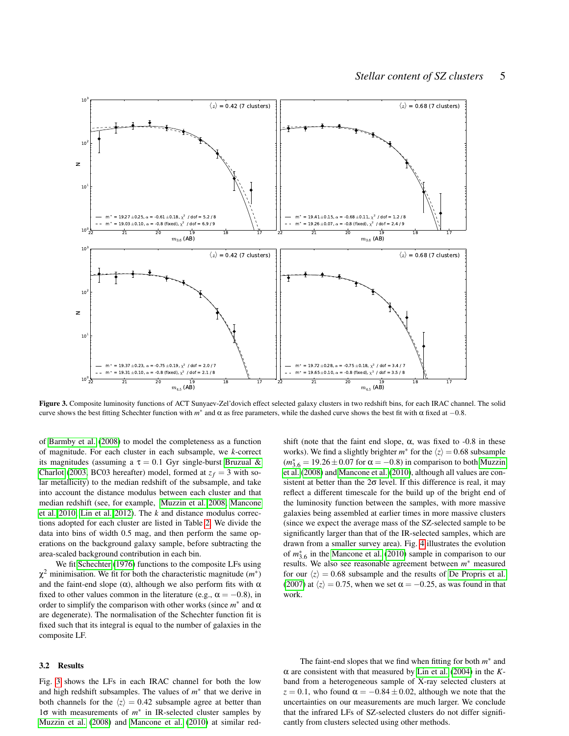**Figure 3.** Composite luminosity functions of ACT Sunyaev-Zel'dovich effect selected galaxy clusters in two redshift bins, for each IRAC channel. The solid curve shows the best fitting Schechter function with $m^*$ and $\alpha$ as free parameters, while the dashed curve shows the best fit with $\alpha$ fixed at $-0.8$.

of Barmby et al. (2008) to model the completeness as a function of magnitude. For each cluster in each subsample, we $k$-correct its magnitudes (assuming a $\tau = 0.1$ Gyr single-burst Bruzual & Charlot (2003, BC03 hereafter) model, formed at $z_f = 3$ with solar metallicity) to the median redshift of the subsample, and take into account the distance modulus between each cluster and that median redshift (see, for example, Muzzin et al. 2008; Mancone et al. 2010; Lin et al. 2012). The $k$ and distance modulus corrections adopted for each cluster are listed in Table 2. We divide the data into bins of width 0.5 mag, and then perform the same operations on the background galaxy sample, before subtracting the area-scaled background contribution in each bin.

We fit Schechter (1976) functions to the composite LFs using $\chi^2$ minimisation. We fit for both the characteristic magnitude ($m^*$) and the faint-end slope ($\alpha$), although we also perform fits with $\alpha$ fixed to other values common in the literature (e.g., $\alpha = -0.8$), in order to simplify the comparison with other works (since $m^*$ and $\alpha$ are degenerate). The normalisation of the Schechter function fit is fixed such that its integral is equal to the number of galaxies in the composite LF.

### 3.2 Results

Fig. 3 shows the LFs in each IRAC channel for both the low and high redshift subsamples. The values of $m^*$ that we derive in both channels for the $\langle z \rangle = 0.42$ subsample agree at better than $1\sigma$ with measurements of $m^*$ in IR-selected cluster samples by Muzzin et al. (2008) and Mancone et al. (2010) at similar redshift (note that the faint end slope, $\alpha$, was fixed to -0.8 in these works). We find a slightly brighter $m^*$ for the $\langle z \rangle = 0.68$ subsample ($m^*_{3.6} = 19.26 \pm 0.07$ for $\alpha = -0.8$) in comparison to both Muzzin et al. (2008) and Mancone et al. (2010), although all values are consistent at better than the $2\sigma$ level. If this difference is real, it may reflect a different timescale for the build up of the bright end of the luminosity function between the samples, with more massive galaxies being assembled at earlier times in more massive clusters (since we expect the average mass of the SZ-selected sample to be significantly larger than that of the IR-selected samples, which are drawn from a smaller survey area). Fig. 4 illustrates the evolution of $m^*_{3.6}$ in the Mancone et al. (2010) sample in comparison to our results. We also see reasonable agreement between $m^*$ measured for our $\langle z \rangle = 0.68$ subsample and the results of De Propris et al. (2007) at $\langle z \rangle = 0.75$, when we set $\alpha = -0.25$, as was found in that work.

The faint-end slopes that we find when fitting for both $m^*$ and $\alpha$ are consistent with that measured by Lin et al. (2004) in the $K$-band from a heterogeneous sample of X-ray selected clusters at $z = 0.1$, who found $\alpha = -0.84 \pm 0.02$, although we note that the uncertainties on our measurements are much larger. We conclude that the infrared LFs of SZ-selected clusters do not differ significantly from clusters selected using other methods.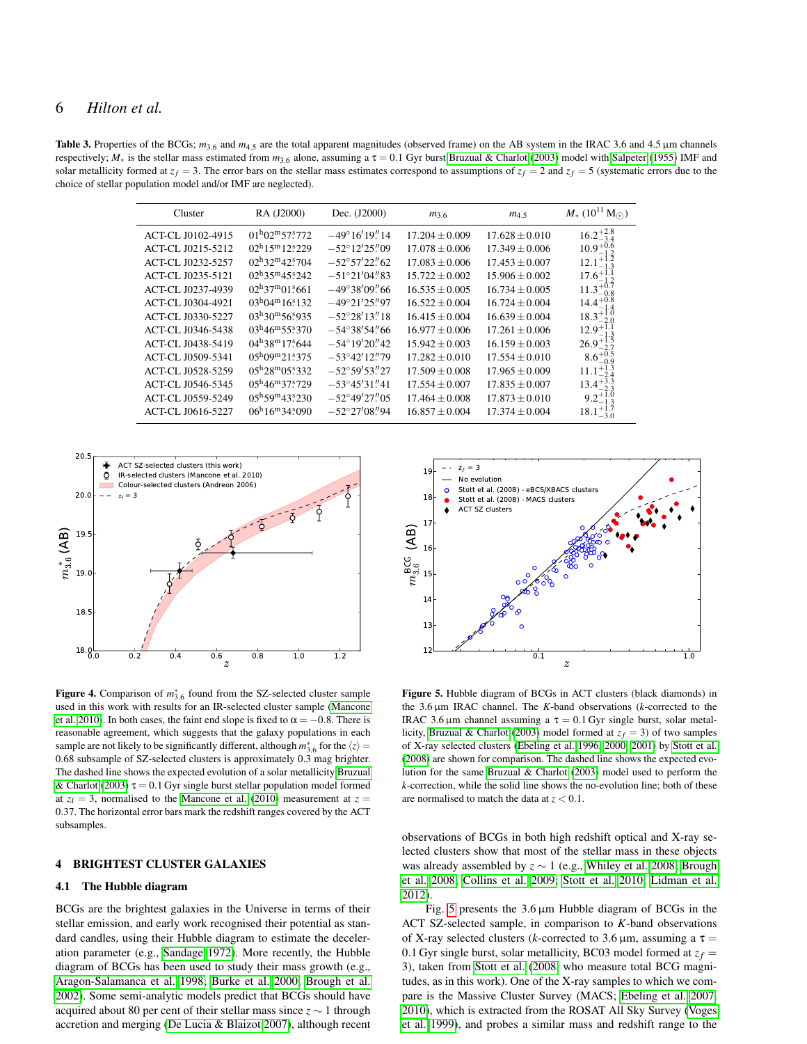**Table 3.** Properties of the BCGs; $m_{3.6}$ and $m_{4.5}$ are the total apparent magnitudes (observed frame) on the AB system in the IRAC 3.6 and 4.5 µm channels respectively; $M_*$ is the stellar mass estimated from $m_{3.6}$ alone, assuming a $\tau = 0.1$ Gyr burst Bruzual & Charlot (2003) model with Salpeter (1955) IMF and solar metallicity formed at $z_f = 3$. The error bars on the stellar mass estimates correspond to assumptions of $z_f = 2$ and $z_f = 5$ (systematic errors due to the choice of stellar population model and/or IMF are neglected).

| Cluster | RA (J2000) | Dec. (J2000) | $m_{3.6}$ | $m_{4.5}$ | $M_*$ ($10^{11}$ M$_\odot$) |
|---|---|---|---|---|---|
| ACT-CL J0102-4915 | 01$^h$02$^m$57$^s$.772 | −49°16′19″.14 | $17.204 \pm 0.009$ | $17.628 \pm 0.010$ | $16.2^{+2.8}_{-3.4}$ |
| ACT-CL J0215-5212 | 02$^h$15$^m$12$^s$.229 | −52°12′25″.09 | $17.078 \pm 0.006$ | $17.349 \pm 0.006$ | $10.9^{+0.6}_{-1.2}$ |
| ACT-CL J0232-5257 | 02$^h$32$^m$42$^s$.704 | −52°57′22″.62 | $17.083 \pm 0.006$ | $17.453 \pm 0.007$ | $12.1^{+1.2}_{-1.3}$ |
| ACT-CL J0235-5121 | 02$^h$35$^m$45$^s$.242 | −51°21′04″.83 | $15.722 \pm 0.002$ | $15.906 \pm 0.002$ | $17.6^{+1.1}_{-1.2}$ |
| ACT-CL J0237-4939 | 02$^h$37$^m$01$^s$.661 | −49°38′09″.66 | $16.535 \pm 0.005$ | $16.734 \pm 0.005$ | $11.3^{+0.7}_{-0.8}$ |
| ACT-CL J0304-4921 | 03$^h$04$^m$16$^s$.132 | −49°21′25″.97 | $16.522 \pm 0.004$ | $16.724 \pm 0.004$ | $14.4^{+0.8}_{-1.4}$ |
| ACT-CL J0330-5227 | 03$^h$30$^m$56$^s$.935 | −52°28′13″.18 | $16.415 \pm 0.004$ | $16.639 \pm 0.004$ | $18.3^{+1.0}_{-2.0}$ |
| ACT-CL J0346-5438 | 03$^h$46$^m$55$^s$.370 | −54°38′54″.66 | $16.977 \pm 0.006$ | $17.261 \pm 0.006$ | $12.9^{+1.1}_{-1.3}$ |
| ACT-CL J0438-5419 | 04$^h$38$^m$17$^s$.644 | −54°19′20″.42 | $15.942 \pm 0.003$ | $16.159 \pm 0.003$ | $26.9^{+1.5}_{-2.7}$ |
| ACT-CL J0509-5341 | 05$^h$09$^m$21$^s$.375 | −53°42′12″.79 | $17.282 \pm 0.010$ | $17.554 \pm 0.010$ | $8.6^{+0.5}_{-0.9}$ |
| ACT-CL J0528-5259 | 05$^h$28$^m$05$^s$.332 | −52°59′53″.27 | $17.509 \pm 0.008$ | $17.965 \pm 0.009$ | $11.1^{+1.3}_{-2.4}$ |
| ACT-CL J0546-5345 | 05$^h$46$^m$37$^s$.729 | −53°45′31″.41 | $17.554 \pm 0.007$ | $17.835 \pm 0.007$ | $13.4^{+3.3}_{-2.3}$ |
| ACT-CL J0559-5249 | 05$^h$59$^m$43$^s$.230 | −52°49′27″.05 | $17.464 \pm 0.008$ | $17.873 \pm 0.010$ | $9.2^{+1.0}_{-1.3}$ |
| ACT-CL J0616-5227 | 06$^h$16$^m$34$^s$.090 | −52°27′08″.94 | $16.857 \pm 0.004$ | $17.374 \pm 0.004$ | $18.1^{+1.7}_{-3.0}$ |

**Figure 4.** Comparison of $m^*_{3.6}$ found from the SZ-selected cluster sample used in this work with results for an IR-selected cluster sample (Mancone et al. 2010). In both cases, the faint end slope is fixed to $\alpha = -0.8$. There is reasonable agreement, which suggests that the galaxy populations in each sample are not likely to be significantly different, although $m^*_{3.6}$ for the $\langle z \rangle = 0.68$ subsample of SZ-selected clusters is approximately 0.3 mag brighter. The dashed line shows the expected evolution of a solar metallicity Bruzual & Charlot (2003) $\tau = 0.1$ Gyr single burst stellar population model formed at $z_f = 3$, normalised to the Mancone et al. (2010) measurement at $z = 0.37$. The horizontal error bars mark the redshift ranges covered by the ACT subsamples.

**Figure 5.** Hubble diagram of BCGs in ACT clusters (black diamonds) in the 3.6 µm IRAC channel. The $K$-band observations ($k$-corrected to the IRAC 3.6 µm channel assuming a $\tau = 0.1$ Gyr single burst, solar metallicity, Bruzual & Charlot (2003) model formed at $z_f = 3$) of two samples of X-ray selected clusters (Ebeling et al. 1996, 2000, 2001) by Stott et al. (2008) are shown for comparison. The dashed line shows the expected evolution for the same Bruzual & Charlot (2003) model used to perform the $k$-correction, while the solid line shows the no-evolution line; both of these are normalised to match the data at $z < 0.1$.

## 4 BRIGHTEST CLUSTER GALAXIES

### 4.1 The Hubble diagram

BCGs are the brightest galaxies in the Universe in terms of their stellar emission, and early work recognised their potential as standard candles, using their Hubble diagram to estimate the deceleration parameter (e.g., Sandage 1972). More recently, the Hubble diagram of BCGs has been used to study their mass growth (e.g., Aragon-Salamanca et al. 1998; Burke et al. 2000; Brough et al. 2002). Some semi-analytic models predict that BCGs should have acquired about 80 per cent of their stellar mass since $z \sim 1$ through accretion and merging (De Lucia & Blaizot 2007), although recent observations of BCGs in both high redshift optical and X-ray selected clusters show that most of the stellar mass in these objects was already assembled by $z \sim 1$ (e.g., Whiley et al. 2008; Brough et al. 2008; Collins et al. 2009; Stott et al. 2010; Lidman et al. 2012).

Fig. 5 presents the 3.6 µm Hubble diagram of BCGs in the ACT SZ-selected sample, in comparison to $K$-band observations of X-ray selected clusters ($k$-corrected to 3.6 µm, assuming a $\tau = 0.1$ Gyr single burst, solar metallicity, BC03 model formed at $z_f = 3$), taken from Stott et al. (2008) who measure total BCG magnitudes, as in this work). One of the X-ray samples to which we compare is the Massive Cluster Survey (MACS; Ebeling et al. 2007, 2010), which is extracted from the ROSAT All Sky Survey (Voges et al. 1999), and probes a similar mass and redshift range to the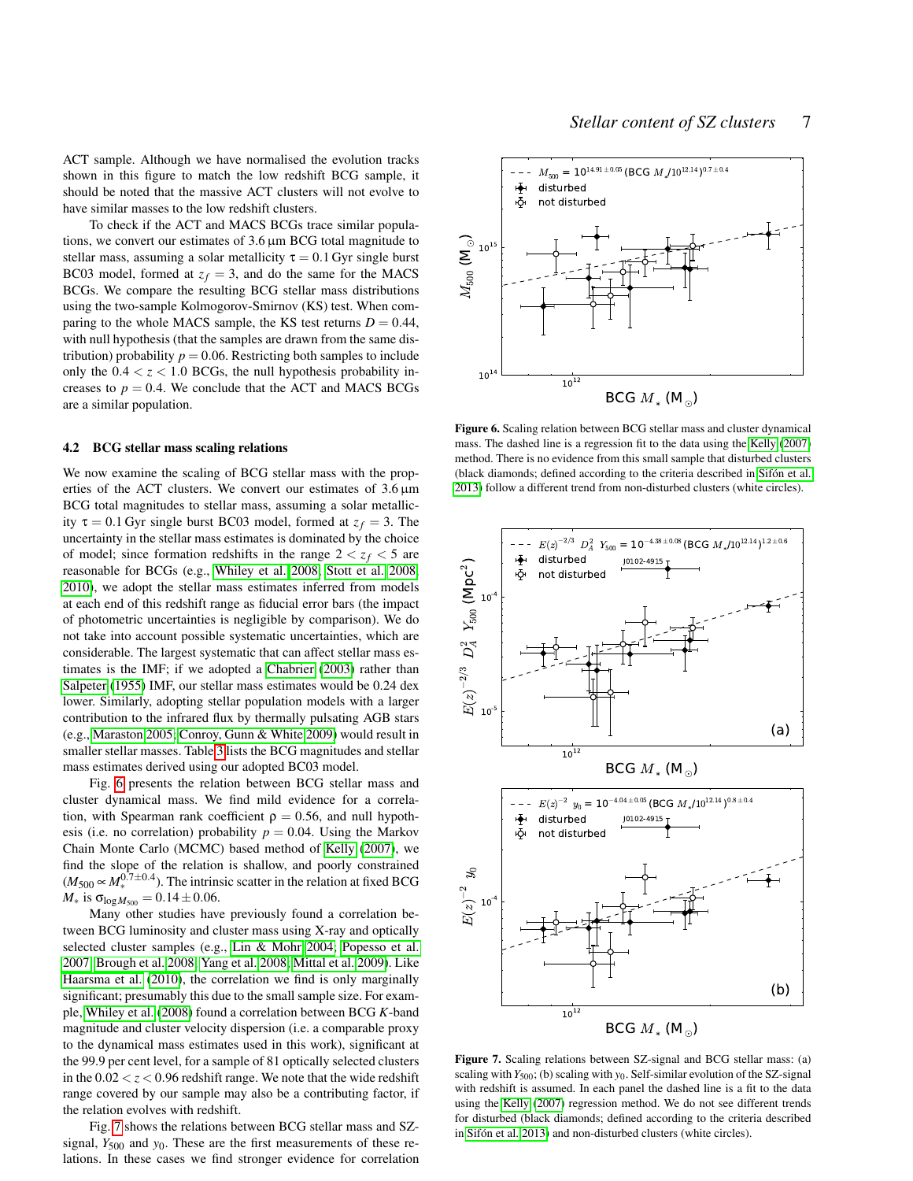ACT sample. Although we have normalised the evolution tracks shown in this figure to match the low redshift BCG sample, it should be noted that the massive ACT clusters will not evolve to have similar masses to the low redshift clusters.

To check if the ACT and MACS BCGs trace similar populations, we convert our estimates of 3.6 μm BCG total magnitude to stellar mass, assuming a solar metallicity $\tau = 0.1$ Gyr single burst BC03 model, formed at $z_f = 3$, and do the same for the MACS BCGs. We compare the resulting BCG stellar mass distributions using the two-sample Kolmogorov-Smirnov (KS) test. When comparing to the whole MACS sample, the KS test returns $D = 0.44$, with null hypothesis (that the samples are drawn from the same distribution) probability $p = 0.06$. Restricting both samples to include only the $0.4 < z < 1.0$ BCGs, the null hypothesis probability increases to $p = 0.4$. We conclude that the ACT and MACS BCGs are a similar population.

### 4.2 BCG stellar mass scaling relations

We now examine the scaling of BCG stellar mass with the properties of the ACT clusters. We convert our estimates of 3.6 μm BCG total magnitudes to stellar mass, assuming a solar metallicity $\tau = 0.1$ Gyr single burst BC03 model, formed at $z_f = 3$. The uncertainty in the stellar mass estimates is dominated by the choice of model; since formation redshifts in the range $2 < z_f < 5$ are reasonable for BCGs (e.g., Whiley et al. 2008; Stott et al. 2008, 2010), we adopt the stellar mass estimates inferred from models at each end of this redshift range as fiducial error bars (the impact of photometric uncertainties is negligible by comparison). We do not take into account possible systematic uncertainties, which are considerable. The largest systematic that can affect stellar mass estimates is the IMF; if we adopted a Chabrier (2003) rather than Salpeter (1955) IMF, our stellar mass estimates would be 0.24 dex lower. Similarly, adopting stellar population models with a larger contribution to the infrared flux by thermally pulsating AGB stars (e.g., Maraston 2005; Conroy, Gunn & White 2009) would result in smaller stellar masses. Table 3 lists the BCG magnitudes and stellar mass estimates derived using our adopted BC03 model.

Fig. 6 presents the relation between BCG stellar mass and cluster dynamical mass. We find mild evidence for a correlation, with Spearman rank coefficient $\rho = 0.56$, and null hypothesis (i.e. no correlation) probability $p = 0.04$. Using the Markov Chain Monte Carlo (MCMC) based method of Kelly (2007), we find the slope of the relation is shallow, and poorly constrained ($M_{500} \propto M_*^{0.7\pm0.4}$). The intrinsic scatter in the relation at fixed BCG $M_*$ is $\sigma_{\log M_{500}} = 0.14 \pm 0.06$.

Many other studies have previously found a correlation between BCG luminosity and cluster mass using X-ray and optically selected cluster samples (e.g., Lin & Mohr 2004; Popesso et al. 2007; Brough et al. 2008; Yang et al. 2008; Mittal et al. 2009). Like Haarsma et al. (2010), the correlation we find is only marginally significant; presumably this due to the small sample size. For example, Whiley et al. (2008) found a correlation between BCG $K$-band magnitude and cluster velocity dispersion (i.e. a comparable proxy to the dynamical mass estimates used in this work), significant at the 99.9 per cent level, for a sample of 81 optically selected clusters in the $0.02 < z < 0.96$ redshift range. We note that the wide redshift range covered by our sample may also be a contributing factor, if the relation evolves with redshift.

Fig. 7 shows the relations between BCG stellar mass and SZ-signal, $Y_{500}$ and $y_0$. These are the first measurements of these relations. In these cases we find stronger evidence for correlation

**Figure 6.** Scaling relation between BCG stellar mass and cluster dynamical mass. The dashed line is a regression fit to the data using the Kelly (2007) method. There is no evidence from this small sample that disturbed clusters (black diamonds; defined according to the criteria described in Sifón et al. 2013) follow a different trend from non-disturbed clusters (white circles).

**Figure 7.** Scaling relations between SZ-signal and BCG stellar mass: (a) scaling with $Y_{500}$; (b) scaling with $y_0$. Self-similar evolution of the SZ-signal with redshift is assumed. In each panel the dashed line is a fit to the data using the Kelly (2007) regression method. We do not see different trends for disturbed (black diamonds; defined according to the criteria described in Sifón et al. 2013) and non-disturbed clusters (white circles).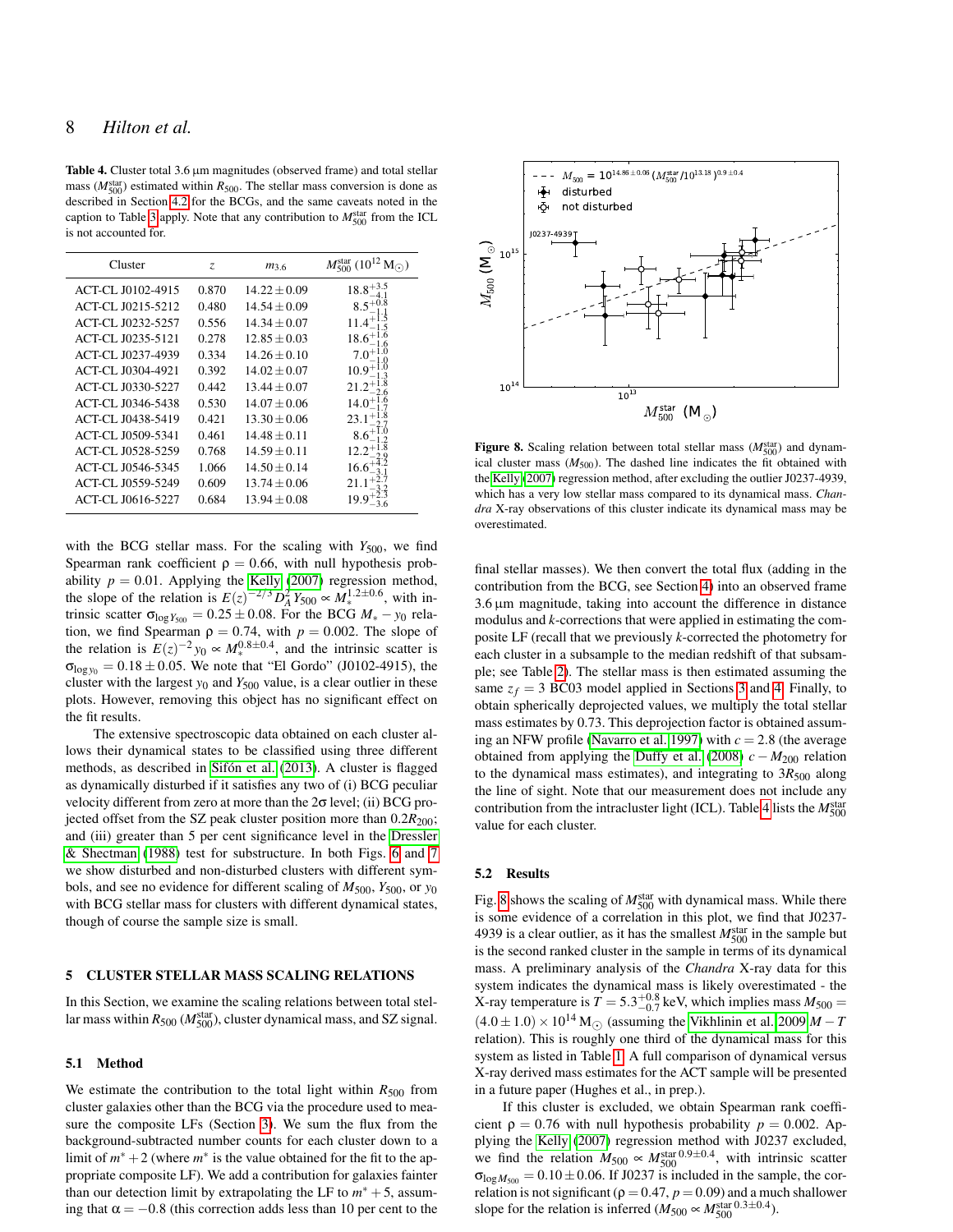**Table 4.** Cluster total 3.6 μm magnitudes (observed frame) and total stellar mass ($M^{\rm star}_{500}$) estimated within $R_{500}$. The stellar mass conversion is done as described in Section 4.2 for the BCGs, and the same caveats noted in the caption to Table 3 apply. Note that any contribution to $M^{\rm star}_{500}$ from the ICL is not accounted for.

| Cluster | $z$ | $m_{3.6}$ | $M^{\rm star}_{500}$ ($10^{12}$ M$_\odot$) |
|---|---|---|---|
| ACT-CL J0102-4915 | 0.870 | $14.22 \pm 0.09$ | $18.8^{+3.5}_{-4.1}$ |
| ACT-CL J0215-5212 | 0.480 | $14.54 \pm 0.09$ | $8.5^{+0.8}_{-1.1}$ |
| ACT-CL J0232-5257 | 0.556 | $14.34 \pm 0.07$ | $11.4^{+1.5}_{-1.5}$ |
| ACT-CL J0235-5121 | 0.278 | $12.85 \pm 0.03$ | $18.6^{+1.6}_{-1.6}$ |
| ACT-CL J0237-4939 | 0.334 | $14.26 \pm 0.10$ | $7.0^{+1.0}_{-1.0}$ |
| ACT-CL J0304-4921 | 0.392 | $14.02 \pm 0.07$ | $10.9^{+1.0}_{-1.3}$ |
| ACT-CL J0330-5227 | 0.442 | $13.44 \pm 0.07$ | $21.2^{+1.8}_{-2.6}$ |
| ACT-CL J0346-5438 | 0.530 | $14.07 \pm 0.06$ | $14.0^{+1.6}_{-1.7}$ |
| ACT-CL J0438-5419 | 0.421 | $13.30 \pm 0.06$ | $23.1^{+1.8}_{-2.7}$ |
| ACT-CL J0509-5341 | 0.461 | $14.48 \pm 0.11$ | $8.6^{+1.0}_{-1.2}$ |
| ACT-CL J0528-5259 | 0.768 | $14.59 \pm 0.11$ | $12.2^{+1.8}_{-2.9}$ |
| ACT-CL J0546-5345 | 1.066 | $14.50 \pm 0.14$ | $16.6^{+4.2}_{-3.1}$ |
| ACT-CL J0559-5249 | 0.609 | $13.74 \pm 0.06$ | $21.1^{+2.7}_{-3.2}$ |
| ACT-CL J0616-5227 | 0.684 | $13.94 \pm 0.08$ | $19.9^{+2.3}_{-3.6}$ |

with the BCG stellar mass. For the scaling with $Y_{500}$, we find Spearman rank coefficient $\rho = 0.66$, with null hypothesis probability $p = 0.01$. Applying the Kelly (2007) regression method, the slope of the relation is $E(z)^{-2/3} D_A^2 Y_{500} \propto M_*^{1.2\pm0.6}$, with intrinsic scatter $\sigma_{\log Y_{500}} = 0.25 \pm 0.08$. For the BCG $M_* - y_0$ relation, we find Spearman $\rho = 0.74$, with $p = 0.002$. The slope of the relation is $E(z)^{-2} y_0 \propto M_*^{0.8\pm0.4}$, and the intrinsic scatter is $\sigma_{\log y_0} = 0.18 \pm 0.05$. We note that "El Gordo" (J0102-4915), the cluster with the largest $y_0$ and $Y_{500}$ value, is a clear outlier in these plots. However, removing this object has no significant effect on the fit results.

The extensive spectroscopic data obtained on each cluster allows their dynamical states to be classified using three different methods, as described in Sifón et al. (2013). A cluster is flagged as dynamically disturbed if it satisfies any two of (i) BCG peculiar velocity different from zero at more than the $2\sigma$ level; (ii) BCG projected offset from the SZ peak cluster position more than $0.2R_{200}$; and (iii) greater than 5 per cent significance level in the Dressler & Shectman (1988) test for substructure. In both Figs. 6 and 7 we show disturbed and non-disturbed clusters with different symbols, and see no evidence for different scaling of $M_{500}$, $Y_{500}$, or $y_0$ with BCG stellar mass for clusters with different dynamical states, though of course the sample size is small.

## 5 CLUSTER STELLAR MASS SCALING RELATIONS

In this Section, we examine the scaling relations between total stellar mass within $R_{500}$ ($M^{\rm star}_{500}$), cluster dynamical mass, and SZ signal.

### 5.1 Method

We estimate the contribution to the total light within $R_{500}$ from cluster galaxies other than the BCG via the procedure used to measure the composite LFs (Section 3). We sum the flux from the background-subtracted number counts for each cluster down to a limit of $m^* + 2$ (where $m^*$ is the value obtained for the fit to the appropriate composite LF). We add a contribution for galaxies fainter than our detection limit by extrapolating the LF to $m^* + 5$, assuming that $\alpha = -0.8$ (this correction adds less than 10 per cent to the final stellar masses). We then convert the total flux (adding in the contribution from the BCG, see Section 4) into an observed frame 3.6 μm magnitude, taking into account the difference in distance modulus and $k$-corrections that were applied in estimating the composite LF (recall that we previously $k$-corrected the photometry for each cluster in a subsample to the median redshift of that subsample; see Table 2). The stellar mass is then estimated assuming the same $z_f = 3$ BC03 model applied in Sections 3 and 4. Finally, to obtain spherically deprojected values, we multiply the total stellar mass estimates by 0.73. This deprojection factor is obtained assuming an NFW profile (Navarro et al. 1997) with $c = 2.8$ (the average obtained from applying the Duffy et al. (2008) $c - M_{200}$ relation to the dynamical mass estimates), and integrating to $3R_{500}$ along the line of sight. Note that our measurement does not include any contribution from the intracluster light (ICL). Table 4 lists the $M^{\rm star}_{500}$ value for each cluster.

**Figure 8.** Scaling relation between total stellar mass ($M^{\rm star}_{500}$) and dynamical cluster mass ($M_{500}$). The dashed line indicates the fit obtained with the Kelly (2007) regression method, after excluding the outlier J0237-4939, which has a very low stellar mass compared to its dynamical mass. *Chandra* X-ray observations of this cluster indicate its dynamical mass may be overestimated.

### 5.2 Results

Fig. 8 shows the scaling of $M^{\rm star}_{500}$ with dynamical mass. While there is some evidence of a correlation in this plot, we find that J0237-4939 is a clear outlier, as it has the smallest $M^{\rm star}_{500}$ in the sample but is the second ranked cluster in the sample in terms of its dynamical mass. A preliminary analysis of the *Chandra* X-ray data for this system indicates the dynamical mass is likely overestimated - the X-ray temperature is $T = 5.3^{+0.8}_{-0.7}$ keV, which implies mass $M_{500} = (4.0 \pm 1.0) \times 10^{14}$ M$_\odot$ (assuming the Vikhlinin et al. 2009 $M - T$ relation). This is roughly one third of the dynamical mass for this system as listed in Table 1. A full comparison of dynamical versus X-ray derived mass estimates for the ACT sample will be presented in a future paper (Hughes et al., in prep.).

If this cluster is excluded, we obtain Spearman rank coefficient $\rho = 0.76$ with null hypothesis probability $p = 0.002$. Applying the Kelly (2007) regression method with J0237 excluded, we find the relation $M_{500} \propto {M^{\rm star}_{500}}^{0.9\pm0.4}$, with intrinsic scatter $\sigma_{\log M_{500}} = 0.10 \pm 0.06$. If J0237 is included in the sample, the correlation is not significant ($\rho = 0.47$, $p = 0.09$) and a much shallower slope for the relation is inferred ($M_{500} \propto {M^{\rm star}_{500}}^{0.3\pm0.4}$).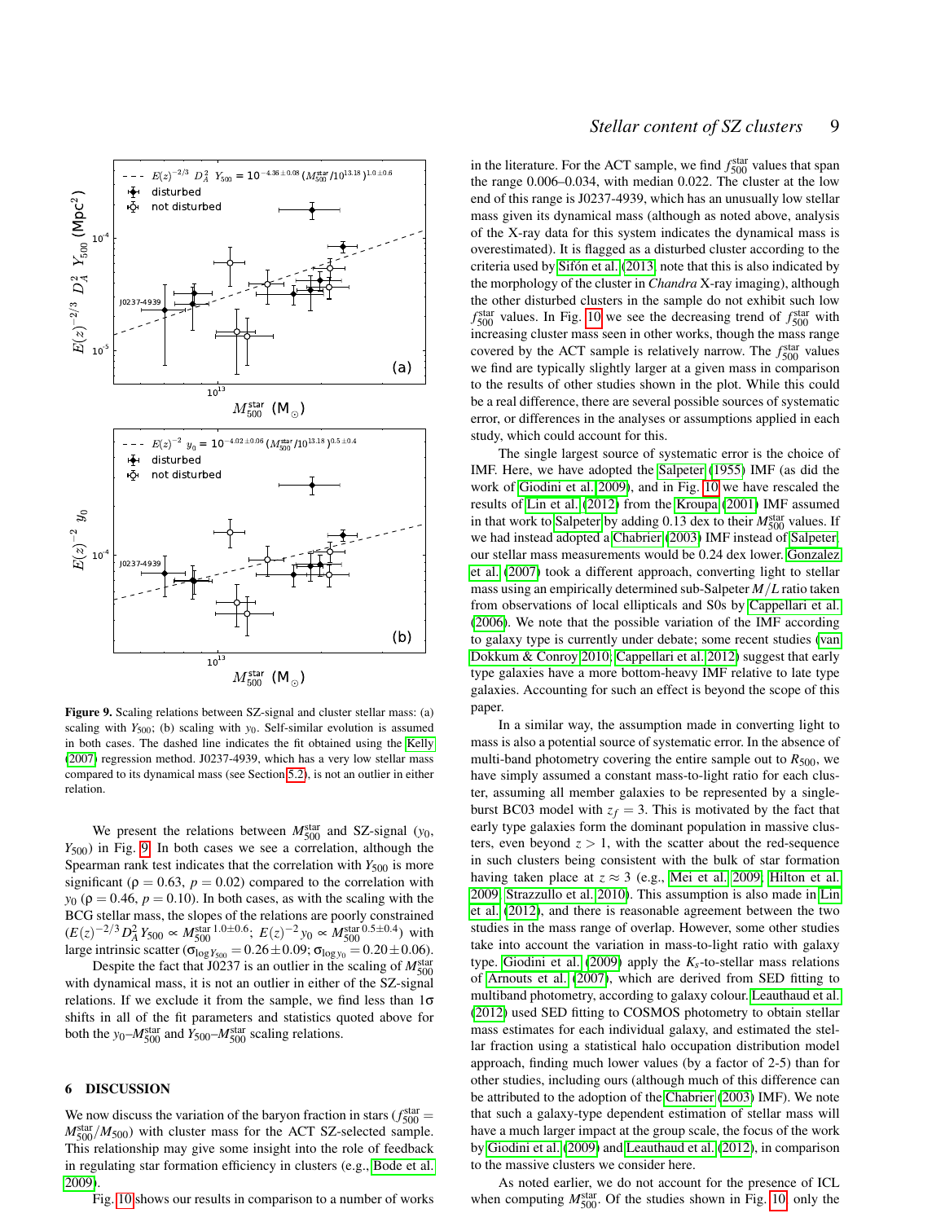Figure 9. Scaling relations between SZ-signal and cluster stellar mass: (a) scaling with $Y_{500}$; (b) scaling with $y_0$. Self-similar evolution is assumed in both cases. The dashed line indicates the fit obtained using the Kelly (2007) regression method. J0237-4939, which has a very low stellar mass compared to its dynamical mass (see Section 5.2), is not an outlier in either relation.

We present the relations between $M_{500}^{\rm star}$ and SZ-signal ($y_0$, $Y_{500}$) in Fig. 9. In both cases we see a correlation, although the Spearman rank test indicates that the correlation with $Y_{500}$ is more significant ($\rho = 0.63$, $p = 0.02$) compared to the correlation with $y_0$ ($\rho = 0.46$, $p = 0.10$). In both cases, as with the scaling with the BCG stellar mass, the slopes of the relations are poorly constrained ($E(z)^{-2/3} D_A^2 Y_{500} \propto M_{500}^{\rm star\ 1.0\pm0.6}$; $E(z)^{-2} y_0 \propto M_{500}^{\rm star\ 0.5\pm0.4}$) with large intrinsic scatter ($\sigma_{\log Y_{500}} = 0.26 \pm 0.09$; $\sigma_{\log y_0} = 0.20 \pm 0.06$).

Despite the fact that J0237 is an outlier in the scaling of $M_{500}^{\rm star}$ with dynamical mass, it is not an outlier in either of the SZ-signal relations. If we exclude it from the sample, we find less than $1\sigma$ shifts in all of the fit parameters and statistics quoted above for both the $y_0$–$M_{500}^{\rm star}$ and $Y_{500}$–$M_{500}^{\rm star}$ scaling relations.

## 6 DISCUSSION

We now discuss the variation of the baryon fraction in stars ($f_{500}^{\rm star} = M_{500}^{\rm star}/M_{500}$) with cluster mass for the ACT SZ-selected sample. This relationship may give some insight into the role of feedback in regulating star formation efficiency in clusters (e.g., Bode et al. 2009).

Fig. 10 shows our results in comparison to a number of works in the literature. For the ACT sample, we find $f_{500}^{\rm star}$ values that span the range 0.006–0.034, with median 0.022. The cluster at the low end of this range is J0237-4939, which has an unusually low stellar mass given its dynamical mass (although as noted above, analysis of the X-ray data for this system indicates the dynamical mass is overestimated). It is flagged as a disturbed cluster according to the criteria used by Sifón et al. (2013; note that this is also indicated by the morphology of the cluster in *Chandra* X-ray imaging), although the other disturbed clusters in the sample do not exhibit such low $f_{500}^{\rm star}$ values. In Fig. 10 we see the decreasing trend of $f_{500}^{\rm star}$ with increasing cluster mass seen in other works, though the mass range covered by the ACT sample is relatively narrow. The $f_{500}^{\rm star}$ values we find are typically slightly larger at a given mass in comparison to the results of other studies shown in the plot. While this could be a real difference, there are several possible sources of systematic error, or differences in the analyses or assumptions applied in each study, which could account for this.

The single largest source of systematic error is the choice of IMF. Here, we have adopted the Salpeter (1955) IMF (as did the work of Giodini et al. 2009), and in Fig. 10 we have rescaled the results of Lin et al. (2012) from the Kroupa (2001) IMF assumed in that work to Salpeter by adding 0.13 dex to their $M_{500}^{\rm star}$ values. If we had instead adopted a Chabrier (2003) IMF instead of Salpeter, our stellar mass measurements would be 0.24 dex lower. Gonzalez et al. (2007) took a different approach, converting light to stellar mass using an empirically determined sub-Salpeter $M/L$ ratio taken from observations of local ellipticals and S0s by Cappellari et al. (2006). We note that the possible variation of the IMF according to galaxy type is currently under debate; some recent studies (van Dokkum & Conroy 2010; Cappellari et al. 2012) suggest that early type galaxies have a more bottom-heavy IMF relative to late type galaxies. Accounting for such an effect is beyond the scope of this paper.

In a similar way, the assumption made in converting light to mass is also a potential source of systematic error. In the absence of multi-band photometry covering the entire sample out to $R_{500}$, we have simply assumed a constant mass-to-light ratio for each cluster, assuming all member galaxies to be represented by a single-burst BC03 model with $z_f = 3$. This is motivated by the fact that early type galaxies form the dominant population in massive clusters, even beyond $z > 1$, with the scatter about the red-sequence in such clusters being consistent with the bulk of star formation having taken place at $z \approx 3$ (e.g., Mei et al. 2009; Hilton et al. 2009; Strazzullo et al. 2010). This assumption is also made in Lin et al. (2012), and there is reasonable agreement between the two studies in the mass range of overlap. However, some other studies take into account the variation in mass-to-light ratio with galaxy type. Giodini et al. (2009) apply the $K_s$-to-stellar mass relations of Arnouts et al. (2007), which are derived from SED fitting to multiband photometry, according to galaxy colour. Leauthaud et al. (2012) used SED fitting to COSMOS photometry to obtain stellar mass estimates for each individual galaxy, and estimated the stellar fraction using a statistical halo occupation distribution model approach, finding much lower values (by a factor of 2-5) than for other studies, including ours (although much of this difference can be attributed to the adoption of the Chabrier (2003) IMF). We note that such a galaxy-type dependent estimation of stellar mass will have a much larger impact at the group scale, the focus of the work by Giodini et al. (2009) and Leauthaud et al. (2012), in comparison to the massive clusters we consider here.

As noted earlier, we do not account for the presence of ICL when computing $M_{500}^{\rm star}$. Of the studies shown in Fig. 10, only the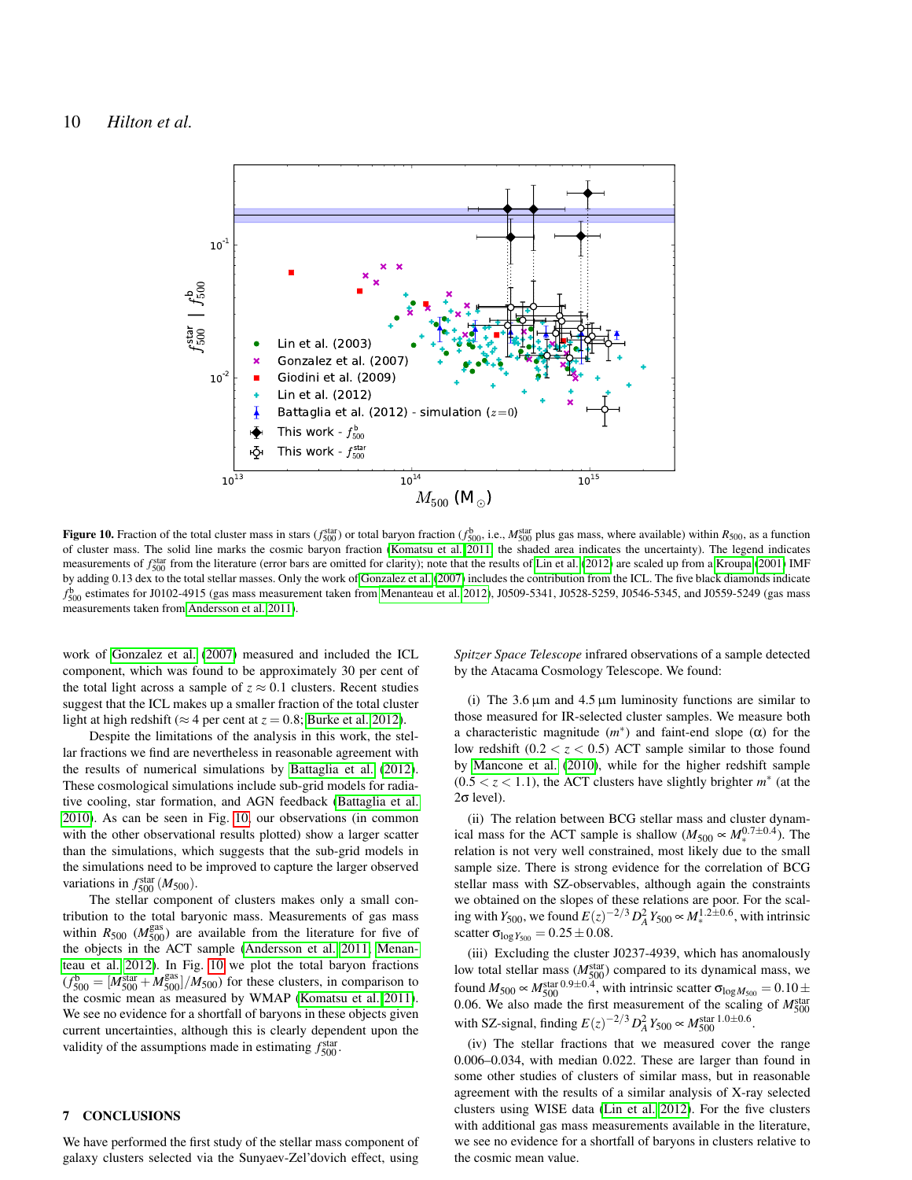**Figure 10.** Fraction of the total cluster mass in stars ($f_{500}^{\rm star}$) or total baryon fraction ($f_{500}^{\rm b}$, i.e., $M_{500}^{\rm star}$ plus gas mass, where available) within $R_{500}$, as a function of cluster mass. The solid line marks the cosmic baryon fraction (Komatsu et al. 2011; the shaded area indicates the uncertainty). The legend indicates measurements of $f_{500}^{\rm star}$ from the literature (error bars are omitted for clarity); note that the results of Lin et al. (2012) are scaled up from a Kroupa (2001) IMF by adding 0.13 dex to the total stellar masses. Only the work of Gonzalez et al. (2007) includes the contribution from the ICL. The five black diamonds indicate $f_{500}^{\rm b}$ estimates for J0102-4915 (gas mass measurement taken from Menanteau et al. 2012), J0509-5341, J0528-5259, J0546-5345, and J0559-5249 (gas mass measurements taken from Andersson et al. 2011).

work of Gonzalez et al. (2007) measured and included the ICL component, which was found to be approximately 30 per cent of the total light across a sample of $z \approx 0.1$ clusters. Recent studies suggest that the ICL makes up a smaller fraction of the total cluster light at high redshift ($\approx 4$ per cent at $z = 0.8$; Burke et al. 2012).

Despite the limitations of the analysis in this work, the stellar fractions we find are nevertheless in reasonable agreement with the results of numerical simulations by Battaglia et al. (2012). These cosmological simulations include sub-grid models for radiative cooling, star formation, and AGN feedback (Battaglia et al. 2010). As can be seen in Fig. 10, our observations (in common with the other observational results plotted) show a larger scatter than the simulations, which suggests that the sub-grid models in the simulations need to be improved to capture the larger observed variations in $f_{500}^{\rm star}(M_{500})$.

The stellar component of clusters makes only a small contribution to the total baryonic mass. Measurements of gas mass within $R_{500}$ ($M_{500}^{\rm gas}$) are available from the literature for five of the objects in the ACT sample (Andersson et al. 2011; Menanteau et al. 2012). In Fig. 10 we plot the total baryon fractions ($f_{500}^{\rm b} = [M_{500}^{\rm star} + M_{500}^{\rm gas}]/M_{500}$) for these clusters, in comparison to the cosmic mean as measured by WMAP (Komatsu et al. 2011). We see no evidence for a shortfall of baryons in these objects given current uncertainties, although this is clearly dependent upon the validity of the assumptions made in estimating $f_{500}^{\rm star}$.

## 7 CONCLUSIONS

We have performed the first study of the stellar mass component of galaxy clusters selected via the Sunyaev-Zel'dovich effect, using *Spitzer Space Telescope* infrared observations of a sample detected by the Atacama Cosmology Telescope. We found:

(i) The 3.6 μm and 4.5 μm luminosity functions are similar to those measured for IR-selected cluster samples. We measure both a characteristic magnitude ($m^*$) and faint-end slope ($\alpha$) for the low redshift ($0.2 < z < 0.5$) ACT sample similar to those found by Mancone et al. (2010), while for the higher redshift sample ($0.5 < z < 1.1$), the ACT clusters have slightly brighter $m^*$ (at the $2\sigma$ level).

(ii) The relation between BCG stellar mass and cluster dynamical mass for the ACT sample is shallow ($M_{500} \propto M_*^{0.7\pm0.4}$). The relation is not very well constrained, most likely due to the small sample size. There is strong evidence for the correlation of BCG stellar mass with SZ-observables, although again the constraints we obtained on the slopes of these relations are poor. For the scaling with $Y_{500}$, we found $E(z)^{-2/3} D_A^2 Y_{500} \propto M_*^{1.2\pm0.6}$, with intrinsic scatter $\sigma_{\log Y_{500}} = 0.25 \pm 0.08$.

(iii) Excluding the cluster J0237-4939, which has anomalously low total stellar mass ($M_{500}^{\rm star}$) compared to its dynamical mass, we found $M_{500} \propto M_{500}^{\rm star\, 0.9\pm0.4}$, with intrinsic scatter $\sigma_{\log M_{500}} = 0.10 \pm 0.06$. We also made the first measurement of the scaling of $M_{500}^{\rm star}$ with SZ-signal, finding $E(z)^{-2/3} D_A^2 Y_{500} \propto M_{500}^{\rm star\, 1.0\pm0.6}$.

(iv) The stellar fractions that we measured cover the range 0.006–0.034, with median 0.022. These are larger than found in some other studies of clusters of similar mass, but in reasonable agreement with the results of a similar analysis of X-ray selected clusters using WISE data (Lin et al. 2012). For the five clusters with additional gas mass measurements available in the literature, we see no evidence for a shortfall of baryons in clusters relative to the cosmic mean value.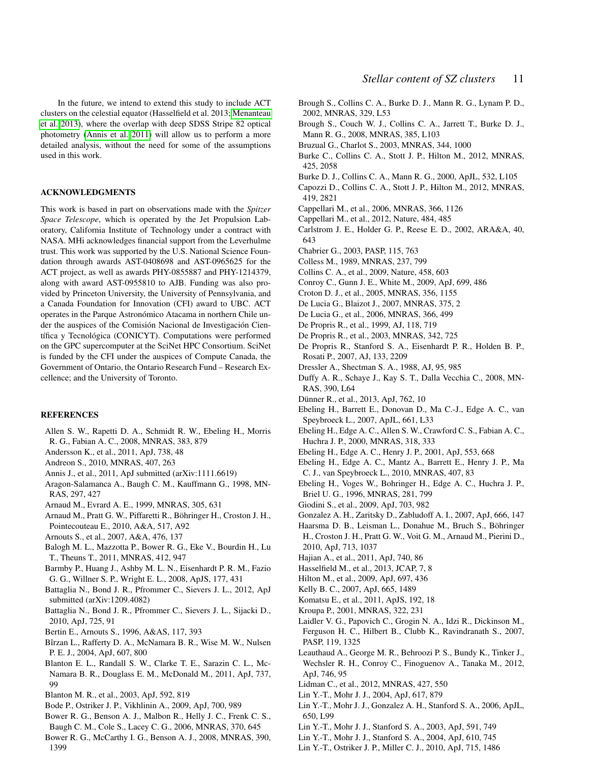In the future, we intend to extend this study to include ACT clusters on the celestial equator (Hasselfield et al. 2013; Menanteau et al. 2013), where the overlap with deep SDSS Stripe 82 optical photometry (Annis et al. 2011) will allow us to perform a more detailed analysis, without the need for some of the assumptions used in this work.

## ACKNOWLEDGMENTS

This work is based in part on observations made with the *Spitzer Space Telescope*, which is operated by the Jet Propulsion Laboratory, California Institute of Technology under a contract with NASA. MHi acknowledges financial support from the Leverhulme trust. This work was supported by the U.S. National Science Foundation through awards AST-0408698 and AST-0965625 for the ACT project, as well as awards PHY-0855887 and PHY-1214379, along with award AST-0955810 to AJB. Funding was also provided by Princeton University, the University of Pennsylvania, and a Canada Foundation for Innovation (CFI) award to UBC. ACT operates in the Parque Astronómico Atacama in northern Chile under the auspices of the Comisión Nacional de Investigación Científica y Tecnológica (CONICYT). Computations were performed on the GPC supercomputer at the SciNet HPC Consortium. SciNet is funded by the CFI under the auspices of Compute Canada, the Government of Ontario, the Ontario Research Fund – Research Excellence; and the University of Toronto.

## REFERENCES

Allen S. W., Rapetti D. A., Schmidt R. W., Ebeling H., Morris R. G., Fabian A. C., 2008, MNRAS, 383, 879

Andersson K., et al., 2011, ApJ, 738, 48

Andreon S., 2010, MNRAS, 407, 263

Annis J., et al., 2011, ApJ submitted (arXiv:1111.6619)

Aragon-Salamanca A., Baugh C. M., Kauffmann G., 1998, MNRAS, 297, 427

Arnaud M., Evrard A. E., 1999, MNRAS, 305, 631

Arnaud M., Pratt G. W., Piffaretti R., Böhringer H., Croston J. H., Pointecouteau E., 2010, A&A, 517, A92

Arnouts S., et al., 2007, A&A, 476, 137

Balogh M. L., Mazzotta P., Bower R. G., Eke V., Bourdin H., Lu T., Theuns T., 2011, MNRAS, 412, 947

Barmby P., Huang J., Ashby M. L. N., Eisenhardt P. R. M., Fazio G. G., Willner S. P., Wright E. L., 2008, ApJS, 177, 431

Battaglia N., Bond J. R., Pfrommer C., Sievers J. L., 2012, ApJ submitted (arXiv:1209.4082)

Battaglia N., Bond J. R., Pfrommer C., Sievers J. L., Sijacki D., 2010, ApJ, 725, 91

Bertin E., Arnouts S., 1996, A&AS, 117, 393

Bîrzan L., Rafferty D. A., McNamara B. R., Wise M. W., Nulsen P. E. J., 2004, ApJ, 607, 800

Blanton E. L., Randall S. W., Clarke T. E., Sarazin C. L., McNamara B. R., Douglass E. M., McDonald M., 2011, ApJ, 737, 99

Blanton M. R., et al., 2003, ApJ, 592, 819

Bode P., Ostriker J. P., Vikhlinin A., 2009, ApJ, 700, 989

Bower R. G., Benson A. J., Malbon R., Helly J. C., Frenk C. S., Baugh C. M., Cole S., Lacey C. G., 2006, MNRAS, 370, 645

Bower R. G., McCarthy I. G., Benson A. J., 2008, MNRAS, 390, 1399

Brough S., Collins C. A., Burke D. J., Mann R. G., Lynam P. D., 2002, MNRAS, 329, L53

Brough S., Couch W. J., Collins C. A., Jarrett T., Burke D. J., Mann R. G., 2008, MNRAS, 385, L103

Bruzual G., Charlot S., 2003, MNRAS, 344, 1000

Burke C., Collins C. A., Stott J. P., Hilton M., 2012, MNRAS, 425, 2058

Burke D. J., Collins C. A., Mann R. G., 2000, ApJL, 532, L105

Capozzi D., Collins C. A., Stott J. P., Hilton M., 2012, MNRAS, 419, 2821

Cappellari M., et al., 2006, MNRAS, 366, 1126

Cappellari M., et al., 2012, Nature, 484, 485

Carlstrom J. E., Holder G. P., Reese E. D., 2002, ARA&A, 40, 643

Chabrier G., 2003, PASP, 115, 763

Colless M., 1989, MNRAS, 237, 799

Collins C. A., et al., 2009, Nature, 458, 603

Conroy C., Gunn J. E., White M., 2009, ApJ, 699, 486

Croton D. J., et al., 2005, MNRAS, 356, 1155

De Lucia G., Blaizot J., 2007, MNRAS, 375, 2

De Lucia G., et al., 2006, MNRAS, 366, 499

De Propris R., et al., 1999, AJ, 118, 719

De Propris R., et al., 2003, MNRAS, 342, 725

De Propris R., Stanford S. A., Eisenhardt P. R., Holden B. P., Rosati P., 2007, AJ, 133, 2209

Dressler A., Shectman S. A., 1988, AJ, 95, 985

Duffy A. R., Schaye J., Kay S. T., Dalla Vecchia C., 2008, MNRAS, 390, L64

Dünner R., et al., 2013, ApJ, 762, 10

Ebeling H., Barrett E., Donovan D., Ma C.-J., Edge A. C., van Speybroeck L., 2007, ApJL, 661, L33

Ebeling H., Edge A. C., Allen S. W., Crawford C. S., Fabian A. C., Huchra J. P., 2000, MNRAS, 318, 333

Ebeling H., Edge A. C., Henry J. P., 2001, ApJ, 553, 668

Ebeling H., Edge A. C., Mantz A., Barrett E., Henry J. P., Ma C. J., van Speybroeck L., 2010, MNRAS, 407, 83

Ebeling H., Voges W., Bohringer H., Edge A. C., Huchra J. P., Briel U. G., 1996, MNRAS, 281, 799

Giodini S., et al., 2009, ApJ, 703, 982

Gonzalez A. H., Zaritsky D., Zabludoff A. I., 2007, ApJ, 666, 147

Haarsma D. B., Leisman L., Donahue M., Bruch S., Böhringer H., Croston J. H., Pratt G. W., Voit G. M., Arnaud M., Pierini D., 2010, ApJ, 713, 1037

Hajian A., et al., 2011, ApJ, 740, 86

Hasselfield M., et al., 2013, JCAP, 7, 8

Hilton M., et al., 2009, ApJ, 697, 436

Kelly B. C., 2007, ApJ, 665, 1489

Komatsu E., et al., 2011, ApJS, 192, 18

Kroupa P., 2001, MNRAS, 322, 231

Laidler V. G., Papovich C., Grogin N. A., Idzi R., Dickinson M., Ferguson H. C., Hilbert B., Clubb K., Ravindranath S., 2007, PASP, 119, 1325

Leauthaud A., George M. R., Behroozi P. S., Bundy K., Tinker J., Wechsler R. H., Conroy C., Finoguenov A., Tanaka M., 2012, ApJ, 746, 95

Lidman C., et al., 2012, MNRAS, 427, 550

Lin Y.-T., Mohr J. J., 2004, ApJ, 617, 879

Lin Y.-T., Mohr J. J., Gonzalez A. H., Stanford S. A., 2006, ApJL, 650, L99

Lin Y.-T., Mohr J. J., Stanford S. A., 2003, ApJ, 591, 749

Lin Y.-T., Mohr J. J., Stanford S. A., 2004, ApJ, 610, 745

Lin Y.-T., Ostriker J. P., Miller C. J., 2010, ApJ, 715, 1486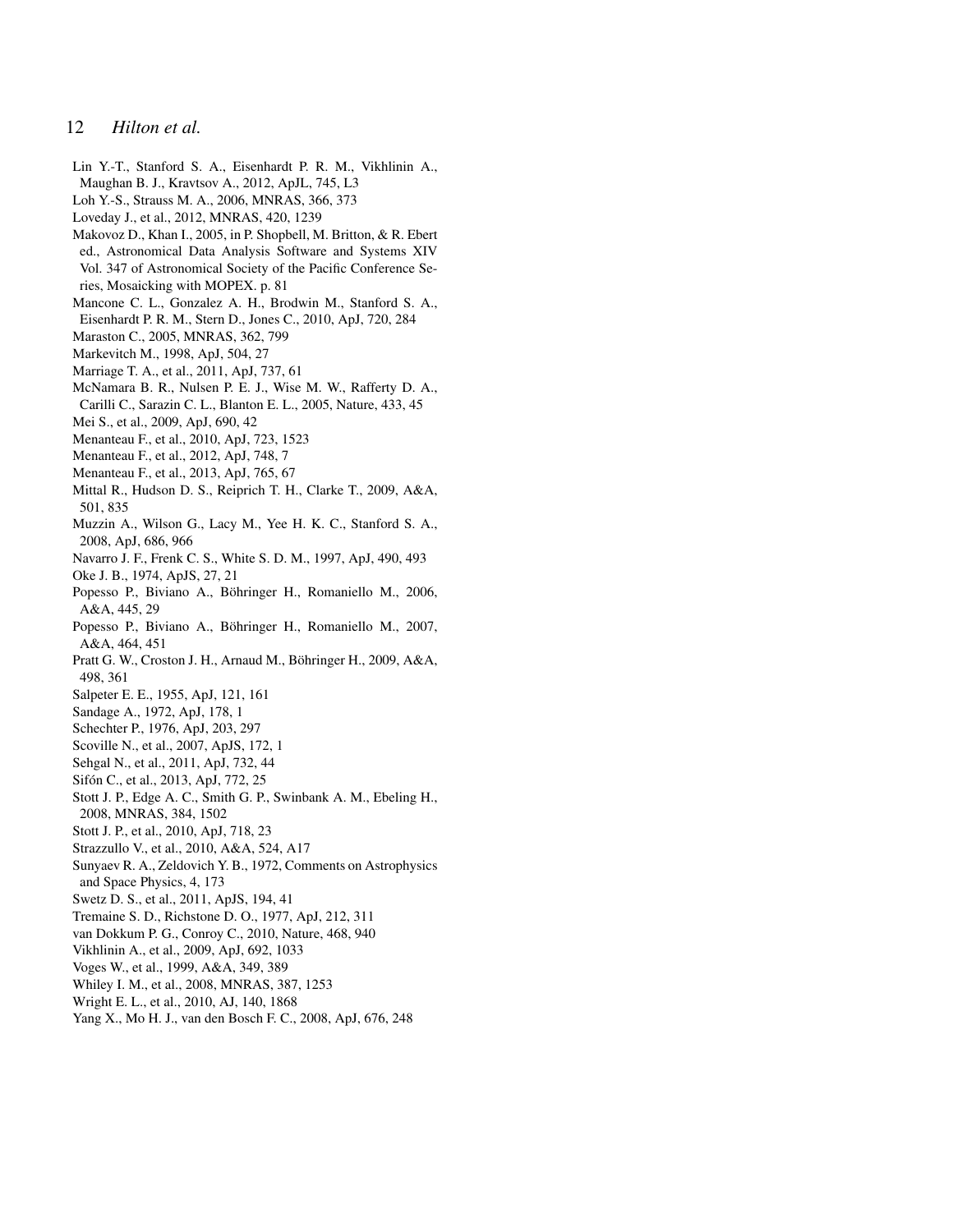Lin Y.-T., Stanford S. A., Eisenhardt P. R. M., Vikhlinin A., Maughan B. J., Kravtsov A., 2012, ApJL, 745, L3

Loh Y.-S., Strauss M. A., 2006, MNRAS, 366, 373

Loveday J., et al., 2012, MNRAS, 420, 1239

Makovoz D., Khan I., 2005, in P. Shopbell, M. Britton, & R. Ebert ed., Astronomical Data Analysis Software and Systems XIV Vol. 347 of Astronomical Society of the Pacific Conference Series, Mosaicking with MOPEX. p. 81

Mancone C. L., Gonzalez A. H., Brodwin M., Stanford S. A., Eisenhardt P. R. M., Stern D., Jones C., 2010, ApJ, 720, 284

Maraston C., 2005, MNRAS, 362, 799

Markevitch M., 1998, ApJ, 504, 27

Marriage T. A., et al., 2011, ApJ, 737, 61

McNamara B. R., Nulsen P. E. J., Wise M. W., Rafferty D. A., Carilli C., Sarazin C. L., Blanton E. L., 2005, Nature, 433, 45

Mei S., et al., 2009, ApJ, 690, 42

Menanteau F., et al., 2010, ApJ, 723, 1523

Menanteau F., et al., 2012, ApJ, 748, 7

Menanteau F., et al., 2013, ApJ, 765, 67

Mittal R., Hudson D. S., Reiprich T. H., Clarke T., 2009, A&A, 501, 835

Muzzin A., Wilson G., Lacy M., Yee H. K. C., Stanford S. A., 2008, ApJ, 686, 966

Navarro J. F., Frenk C. S., White S. D. M., 1997, ApJ, 490, 493

Oke J. B., 1974, ApJS, 27, 21

Popesso P., Biviano A., Böhringer H., Romaniello M., 2006, A&A, 445, 29

Popesso P., Biviano A., Böhringer H., Romaniello M., 2007, A&A, 464, 451

Pratt G. W., Croston J. H., Arnaud M., Böhringer H., 2009, A&A, 498, 361

Salpeter E. E., 1955, ApJ, 121, 161

Sandage A., 1972, ApJ, 178, 1

Schechter P., 1976, ApJ, 203, 297

Scoville N., et al., 2007, ApJS, 172, 1

Sehgal N., et al., 2011, ApJ, 732, 44

Sifón C., et al., 2013, ApJ, 772, 25

Stott J. P., Edge A. C., Smith G. P., Swinbank A. M., Ebeling H., 2008, MNRAS, 384, 1502

Stott J. P., et al., 2010, ApJ, 718, 23

Strazzullo V., et al., 2010, A&A, 524, A17

Sunyaev R. A., Zeldovich Y. B., 1972, Comments on Astrophysics and Space Physics, 4, 173

Swetz D. S., et al., 2011, ApJS, 194, 41

Tremaine S. D., Richstone D. O., 1977, ApJ, 212, 311

van Dokkum P. G., Conroy C., 2010, Nature, 468, 940

Vikhlinin A., et al., 2009, ApJ, 692, 1033

Voges W., et al., 1999, A&A, 349, 389

Whiley I. M., et al., 2008, MNRAS, 387, 1253

Wright E. L., et al., 2010, AJ, 140, 1868

Yang X., Mo H. J., van den Bosch F. C., 2008, ApJ, 676, 248